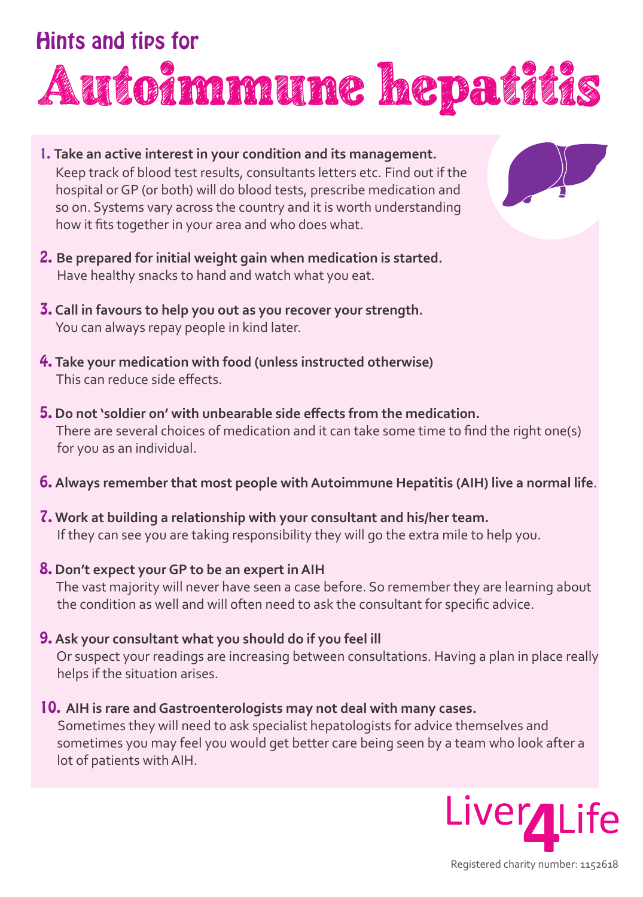## Hints and tips for

# Autoimmune hepatitis

1. **Take an active interest in your condition and its management.**
   Keep track of blood test results, consultants letters etc. Find out if the hospital or GP (or both) will do blood tests, prescribe medication and so on. Systems vary across the country and it is worth understanding how it fits together in your area and who does what.

2. **Be prepared for initial weight gain when medication is started.**
   Have healthy snacks to hand and watch what you eat.

3. **Call in favours to help you out as you recover your strength.**
   You can always repay people in kind later.

4. **Take your medication with food (unless instructed otherwise)**
   This can reduce side effects.

5. **Do not 'soldier on' with unbearable side effects from the medication.**
   There are several choices of medication and it can take some time to find the right one(s) for you as an individual.

6. **Always remember that most people with Autoimmune Hepatitis (AIH) live a normal life**.

7. **Work at building a relationship with your consultant and his/her team.**
   If they can see you are taking responsibility they will go the extra mile to help you.

8. **Don't expect your GP to be an expert in AIH**
   The vast majority will never have seen a case before. So remember they are learning about the condition as well and will often need to ask the consultant for specific advice.

9. **Ask your consultant what you should do if you feel ill**
   Or suspect your readings are increasing between consultations. Having a plan in place really helps if the situation arises.

10. **AIH is rare and Gastroenterologists may not deal with many cases.**
    Sometimes they will need to ask specialist hepatologists for advice themselves and sometimes you may feel you would get better care being seen by a team who look after a lot of patients with AIH.

Liver4Life

Registered charity number: 1152618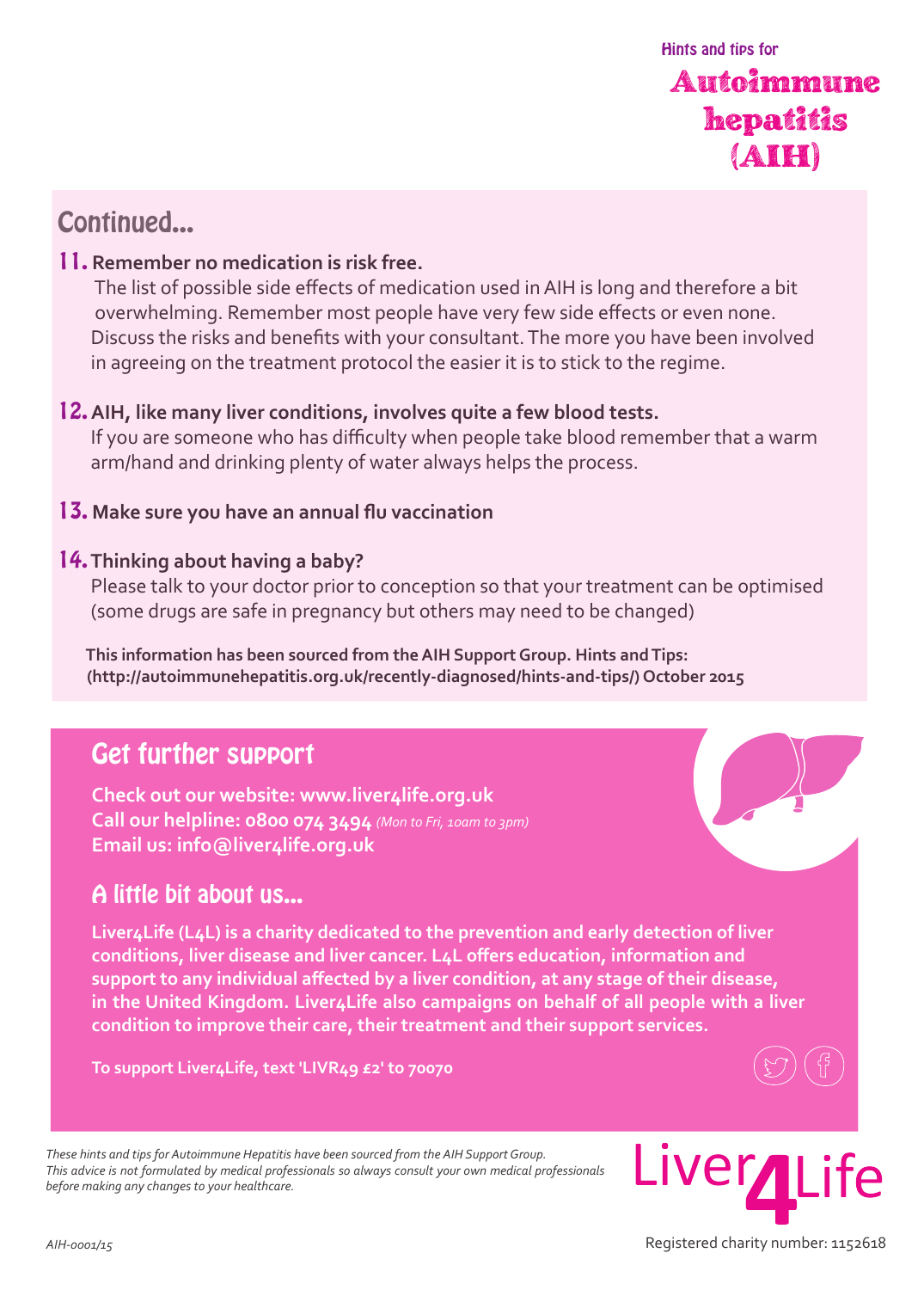Hints and tips for

# Autoimmune hepatitis (AIH)

## Continued...

**11. Remember no medication is risk free.**
The list of possible side effects of medication used in AIH is long and therefore a bit overwhelming. Remember most people have very few side effects or even none. Discuss the risks and benefits with your consultant. The more you have been involved in agreeing on the treatment protocol the easier it is to stick to the regime.

**12. AIH, like many liver conditions, involves quite a few blood tests.**
If you are someone who has difficulty when people take blood remember that a warm arm/hand and drinking plenty of water always helps the process.

**13. Make sure you have an annual flu vaccination**

**14. Thinking about having a baby?**
Please talk to your doctor prior to conception so that your treatment can be optimised (some drugs are safe in pregnancy but others may need to be changed)

**This information has been sourced from the AIH Support Group. Hints and Tips: (http://autoimmunehepatitis.org.uk/recently-diagnosed/hints-and-tips/) October 2015**

## Get further support

**Check out our website: www.liver4life.org.uk**
**Call our helpline: 0800 074 3494** *(Mon to Fri, 10am to 3pm)*
**Email us: info@liver4life.org.uk**

## A little bit about us...

**Liver4Life (L4L) is a charity dedicated to the prevention and early detection of liver conditions, liver disease and liver cancer. L4L offers education, information and support to any individual affected by a liver condition, at any stage of their disease, in the United Kingdom. Liver4Life also campaigns on behalf of all people with a liver condition to improve their care, their treatment and their support services.**

**To support Liver4Life, text 'LIVR49 £2' to 70070**

*These hints and tips for Autoimmune Hepatitis have been sourced from the AIH Support Group. This advice is not formulated by medical professionals so always consult your own medical professionals before making any changes to your healthcare.*

Liver4Life

Registered charity number: 1152618

*AIH-0001/15*